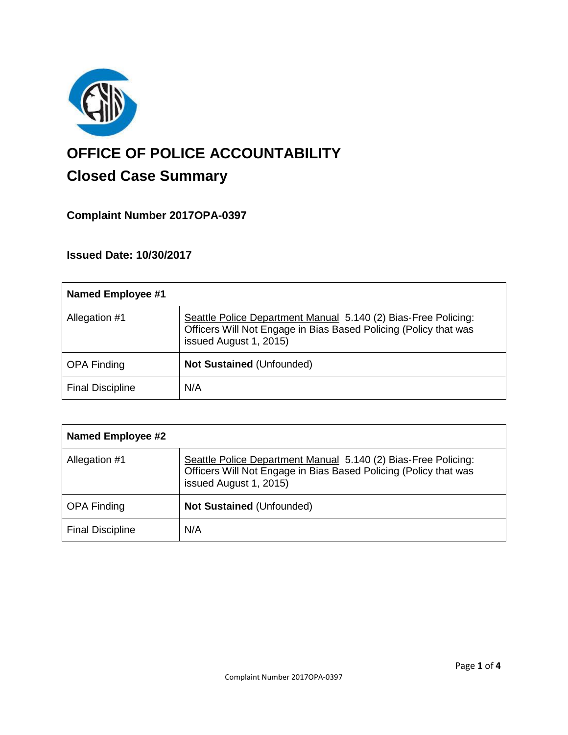# OFFICE OF POLICE ACCOUNTABILITY

## Closed Case Summary

### Complaint Number 2017OPA-0397

### Issued Date: 10/30/2017

| **Named Employee #1** | |
|---|---|
| Allegation #1 | Seattle Police Department Manual 5.140 (2) Bias-Free Policing: Officers Will Not Engage in Bias Based Policing (Policy that was issued August 1, 2015) |
| OPA Finding | **Not Sustained** (Unfounded) |
| Final Discipline | N/A |

| **Named Employee #2** | |
|---|---|
| Allegation #1 | Seattle Police Department Manual 5.140 (2) Bias-Free Policing: Officers Will Not Engage in Bias Based Policing (Policy that was issued August 1, 2015) |
| OPA Finding | **Not Sustained** (Unfounded) |
| Final Discipline | N/A |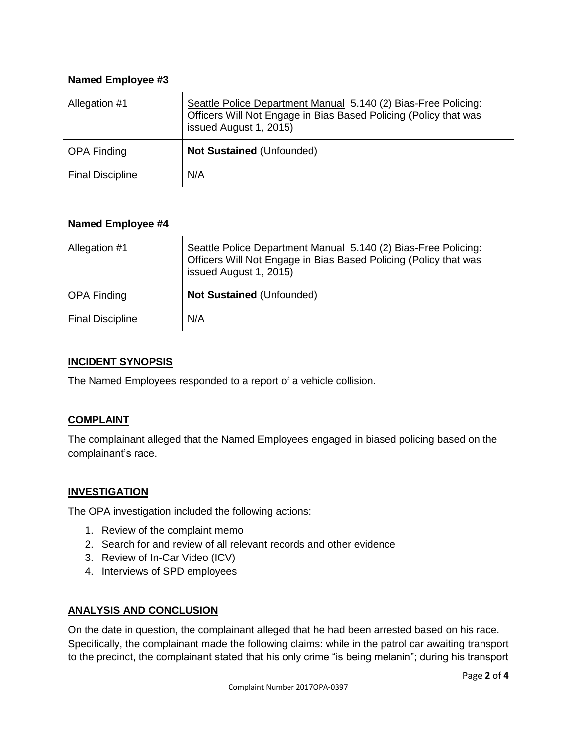| Named Employee #3 | |
|---|---|
| Allegation #1 | Seattle Police Department Manual 5.140 (2) Bias-Free Policing: Officers Will Not Engage in Bias Based Policing (Policy that was issued August 1, 2015) |
| OPA Finding | **Not Sustained** (Unfounded) |
| Final Discipline | N/A |

| Named Employee #4 | |
|---|---|
| Allegation #1 | Seattle Police Department Manual 5.140 (2) Bias-Free Policing: Officers Will Not Engage in Bias Based Policing (Policy that was issued August 1, 2015) |
| OPA Finding | **Not Sustained** (Unfounded) |
| Final Discipline | N/A |

## INCIDENT SYNOPSIS

The Named Employees responded to a report of a vehicle collision.

## COMPLAINT

The complainant alleged that the Named Employees engaged in biased policing based on the complainant's race.

## INVESTIGATION

The OPA investigation included the following actions:

1. Review of the complaint memo
2. Search for and review of all relevant records and other evidence
3. Review of In-Car Video (ICV)
4. Interviews of SPD employees

## ANALYSIS AND CONCLUSION

On the date in question, the complainant alleged that he had been arrested based on his race. Specifically, the complainant made the following claims: while in the patrol car awaiting transport to the precinct, the complainant stated that his only crime "is being melanin"; during his transport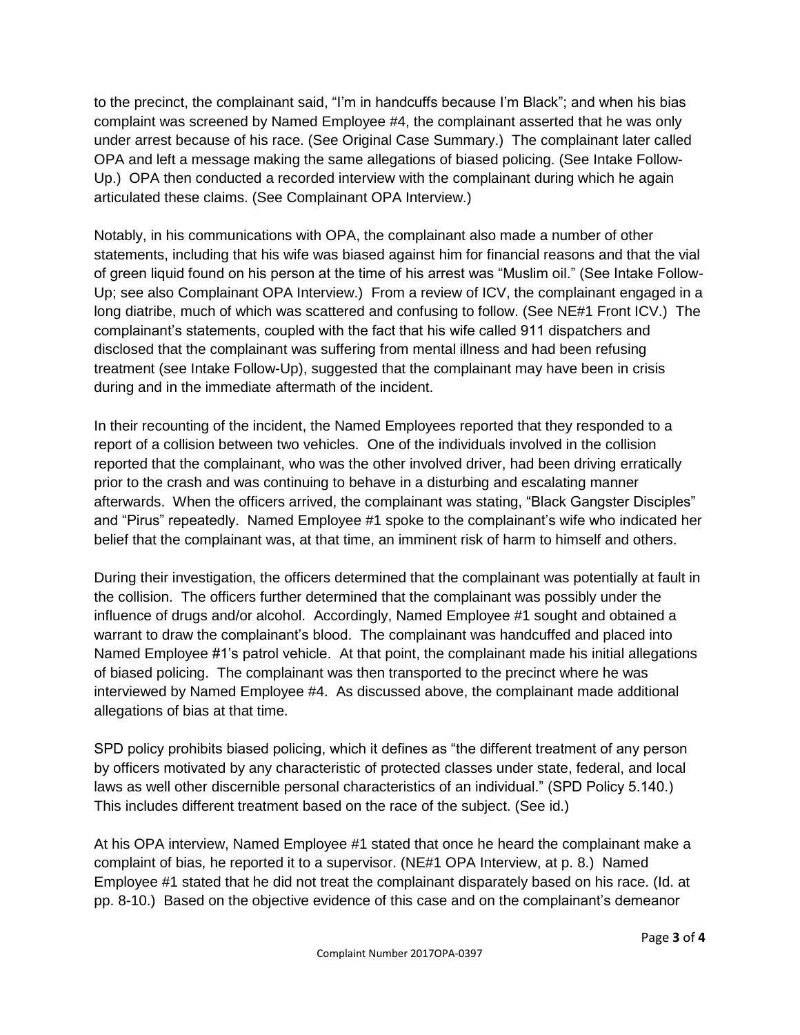to the precinct, the complainant said, "I'm in handcuffs because I'm Black"; and when his bias complaint was screened by Named Employee #4, the complainant asserted that he was only under arrest because of his race. (See Original Case Summary.) The complainant later called OPA and left a message making the same allegations of biased policing. (See Intake Follow-Up.) OPA then conducted a recorded interview with the complainant during which he again articulated these claims. (See Complainant OPA Interview.)

Notably, in his communications with OPA, the complainant also made a number of other statements, including that his wife was biased against him for financial reasons and that the vial of green liquid found on his person at the time of his arrest was "Muslim oil." (See Intake Follow-Up; see also Complainant OPA Interview.) From a review of ICV, the complainant engaged in a long diatribe, much of which was scattered and confusing to follow. (See NE#1 Front ICV.) The complainant's statements, coupled with the fact that his wife called 911 dispatchers and disclosed that the complainant was suffering from mental illness and had been refusing treatment (see Intake Follow-Up), suggested that the complainant may have been in crisis during and in the immediate aftermath of the incident.

In their recounting of the incident, the Named Employees reported that they responded to a report of a collision between two vehicles. One of the individuals involved in the collision reported that the complainant, who was the other involved driver, had been driving erratically prior to the crash and was continuing to behave in a disturbing and escalating manner afterwards. When the officers arrived, the complainant was stating, "Black Gangster Disciples" and "Pirus" repeatedly. Named Employee #1 spoke to the complainant's wife who indicated her belief that the complainant was, at that time, an imminent risk of harm to himself and others.

During their investigation, the officers determined that the complainant was potentially at fault in the collision. The officers further determined that the complainant was possibly under the influence of drugs and/or alcohol. Accordingly, Named Employee #1 sought and obtained a warrant to draw the complainant's blood. The complainant was handcuffed and placed into Named Employee #1's patrol vehicle. At that point, the complainant made his initial allegations of biased policing. The complainant was then transported to the precinct where he was interviewed by Named Employee #4. As discussed above, the complainant made additional allegations of bias at that time.

SPD policy prohibits biased policing, which it defines as "the different treatment of any person by officers motivated by any characteristic of protected classes under state, federal, and local laws as well other discernible personal characteristics of an individual." (SPD Policy 5.140.) This includes different treatment based on the race of the subject. (See id.)

At his OPA interview, Named Employee #1 stated that once he heard the complainant make a complaint of bias, he reported it to a supervisor. (NE#1 OPA Interview, at p. 8.) Named Employee #1 stated that he did not treat the complainant disparately based on his race. (Id. at pp. 8-10.) Based on the objective evidence of this case and on the complainant's demeanor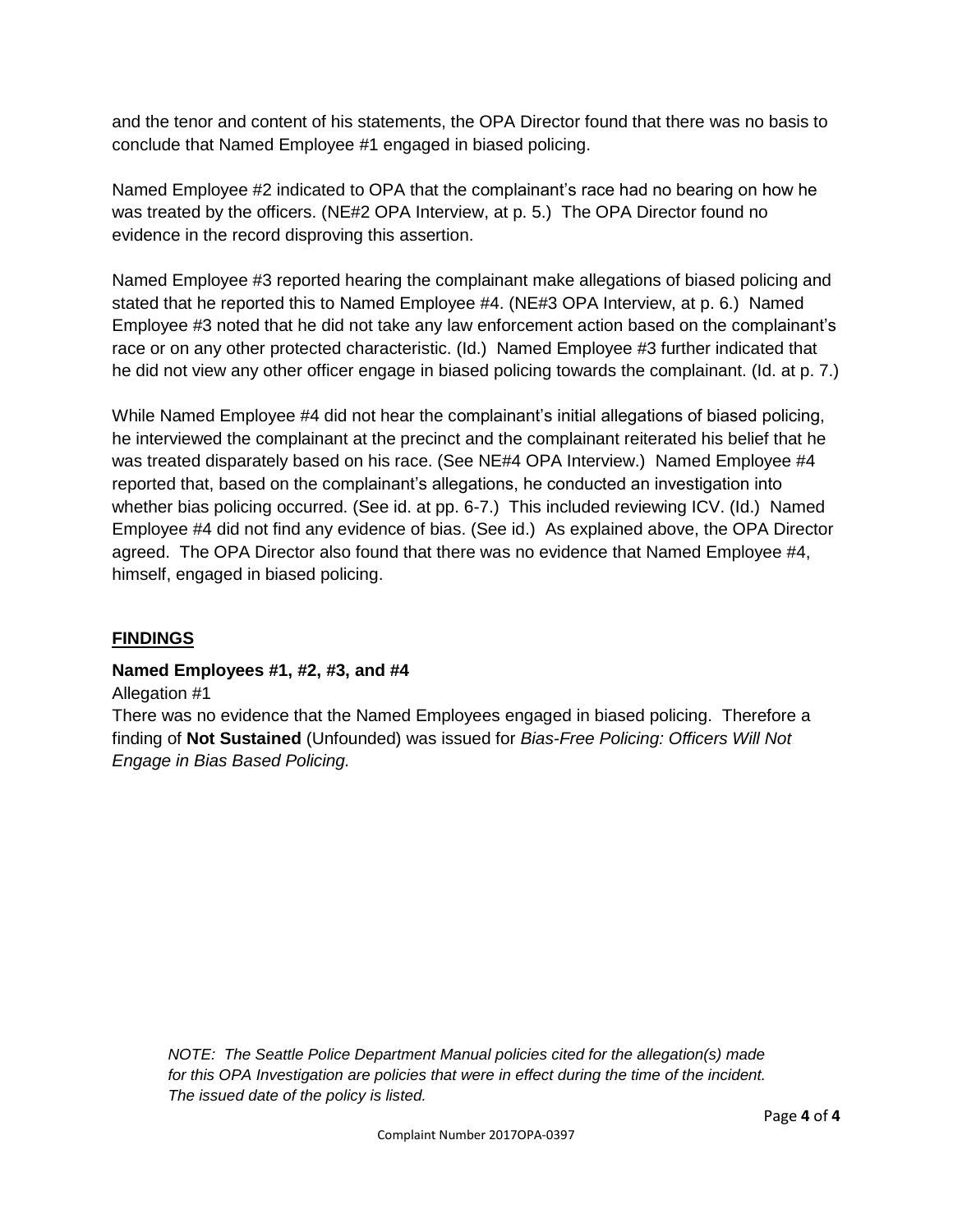and the tenor and content of his statements, the OPA Director found that there was no basis to conclude that Named Employee #1 engaged in biased policing.

Named Employee #2 indicated to OPA that the complainant's race had no bearing on how he was treated by the officers. (NE#2 OPA Interview, at p. 5.) The OPA Director found no evidence in the record disproving this assertion.

Named Employee #3 reported hearing the complainant make allegations of biased policing and stated that he reported this to Named Employee #4. (NE#3 OPA Interview, at p. 6.) Named Employee #3 noted that he did not take any law enforcement action based on the complainant's race or on any other protected characteristic. (Id.) Named Employee #3 further indicated that he did not view any other officer engage in biased policing towards the complainant. (Id. at p. 7.)

While Named Employee #4 did not hear the complainant's initial allegations of biased policing, he interviewed the complainant at the precinct and the complainant reiterated his belief that he was treated disparately based on his race. (See NE#4 OPA Interview.) Named Employee #4 reported that, based on the complainant's allegations, he conducted an investigation into whether bias policing occurred. (See id. at pp. 6-7.) This included reviewing ICV. (Id.) Named Employee #4 did not find any evidence of bias. (See id.) As explained above, the OPA Director agreed. The OPA Director also found that there was no evidence that Named Employee #4, himself, engaged in biased policing.

## FINDINGS

**Named Employees #1, #2, #3, and #4**

Allegation #1

There was no evidence that the Named Employees engaged in biased policing. Therefore a finding of **Not Sustained** (Unfounded) was issued for *Bias-Free Policing: Officers Will Not Engage in Bias Based Policing.*

*NOTE: The Seattle Police Department Manual policies cited for the allegation(s) made for this OPA Investigation are policies that were in effect during the time of the incident. The issued date of the policy is listed.*

Complaint Number 2017OPA-0397